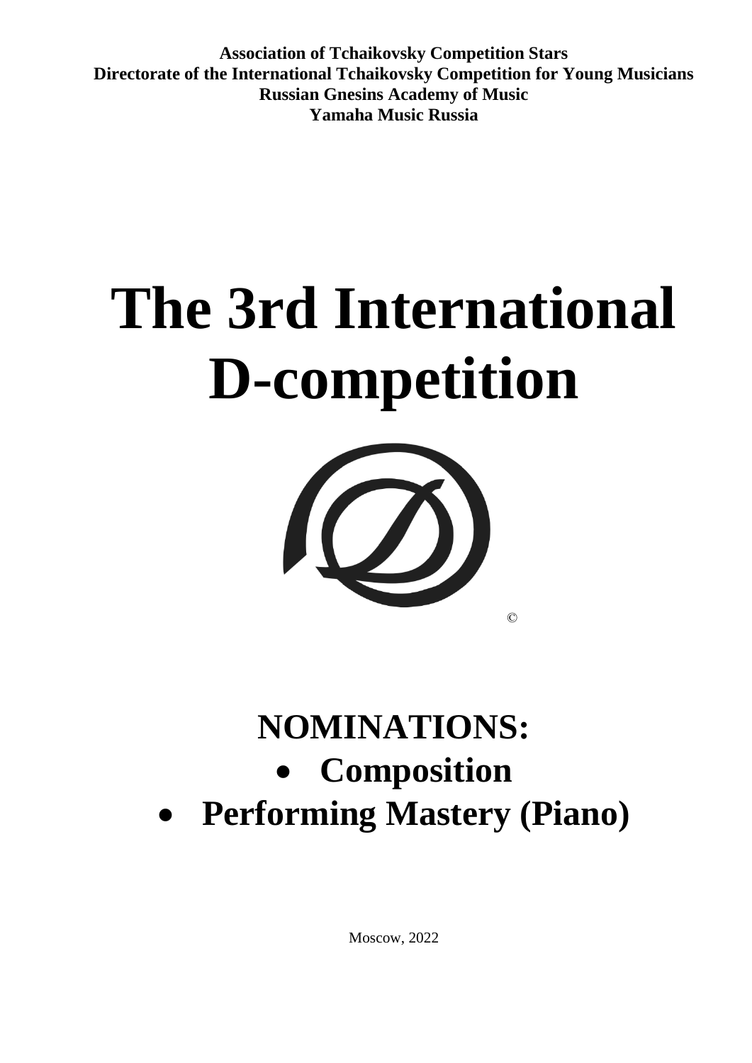**Association of Tchaikovsky Competition Stars**
**Directorate of the International Tchaikovsky Competition for Young Musicians**
**Russian Gnesins Academy of Music**
**Yamaha Music Russia**

# The 3rd International D-competition

©

## NOMINATIONS:

- **Composition**
- **Performing Mastery (Piano)**

Moscow, 2022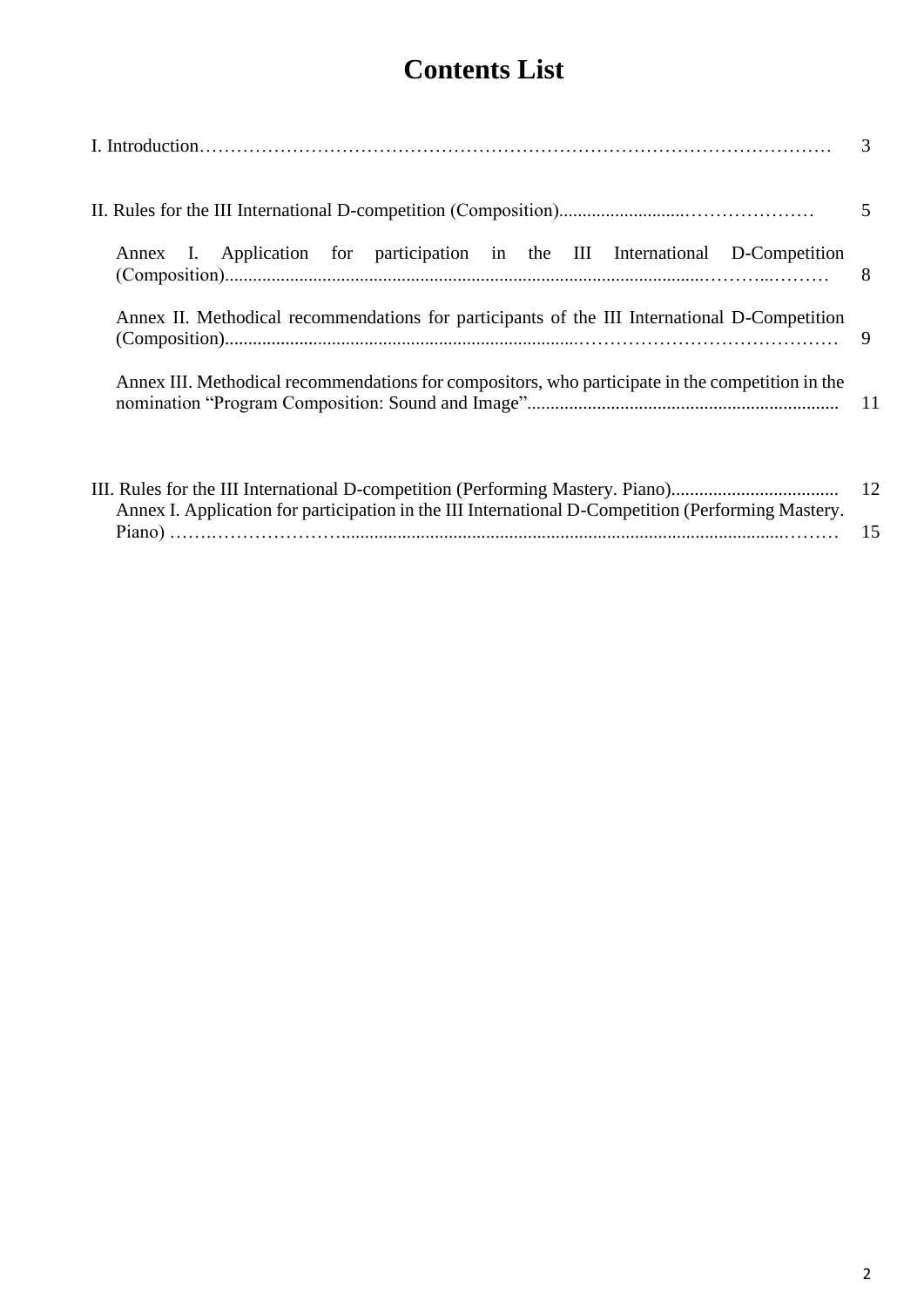# Contents List

I. Introduction…………………………………………………………………………………………… 3

II. Rules for the III International D-competition (Composition)...........................………………… 5

Annex I. Application for participation in the III International D-Competition (Composition)...........................................................................................................………..……… 8

Annex II. Methodical recommendations for participants of the III International D-Competition (Composition)...........................................................................……………………………… 9

Annex III. Methodical recommendations for compositors, who participate in the competition in the nomination "Program Composition: Sound and Image"................................................................... 11

III. Rules for the III International D-competition (Performing Mastery. Piano).................................... 12

Annex I. Application for participation in the III International D-Competition (Performing Mastery. Piano) …….…………………..........................................................................................……… 15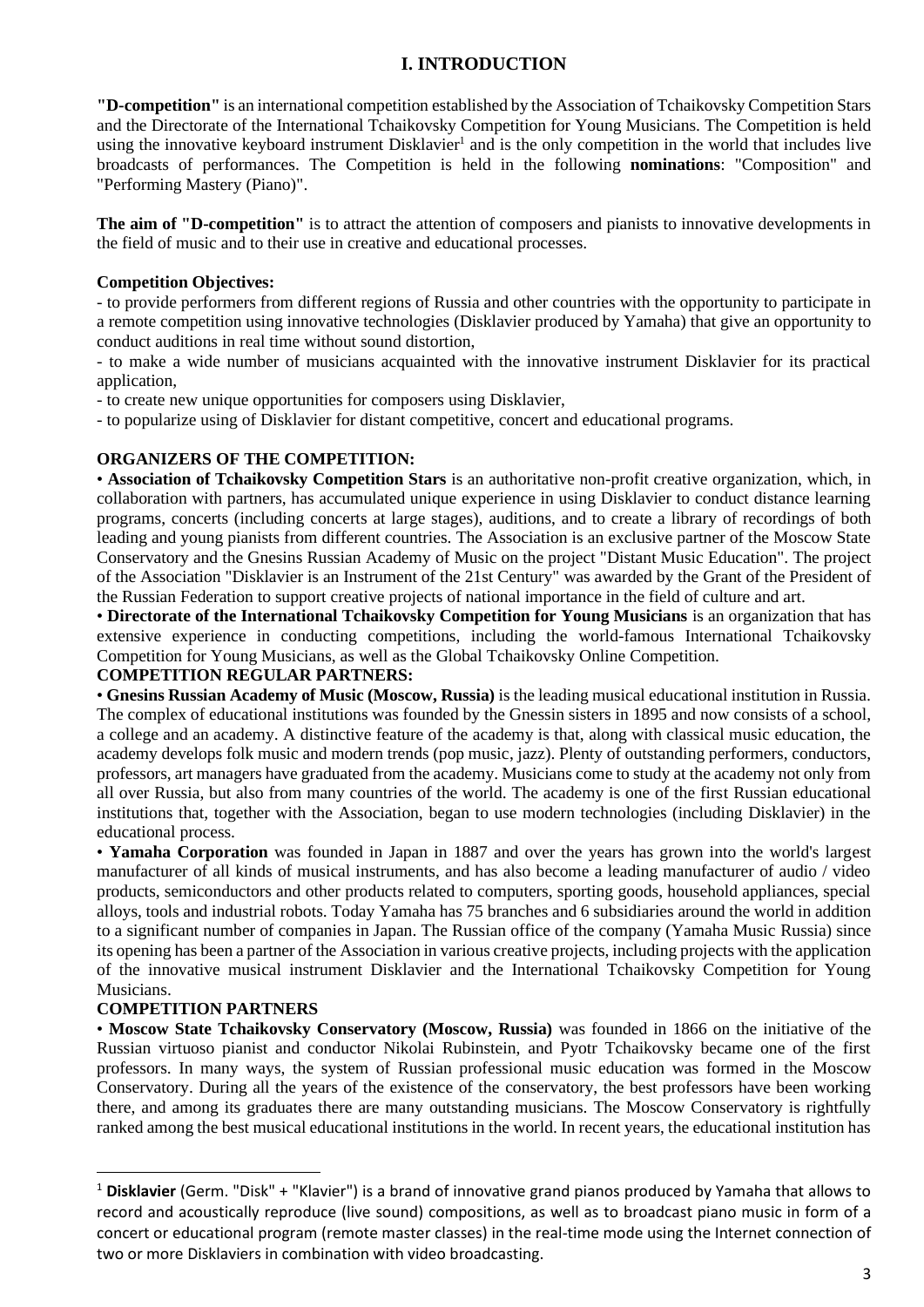# I. INTRODUCTION

**"D-competition"** is an international competition established by the Association of Tchaikovsky Competition Stars and the Directorate of the International Tchaikovsky Competition for Young Musicians. The Competition is held using the innovative keyboard instrument Disklavier[1] and is the only competition in the world that includes live broadcasts of performances. The Competition is held in the following **nominations**: "Composition" and "Performing Mastery (Piano)".

**The aim of "D-competition"** is to attract the attention of composers and pianists to innovative developments in the field of music and to their use in creative and educational processes.

**Competition Objectives:**

- to provide performers from different regions of Russia and other countries with the opportunity to participate in a remote competition using innovative technologies (Disklavier produced by Yamaha) that give an opportunity to conduct auditions in real time without sound distortion,
- to make a wide number of musicians acquainted with the innovative instrument Disklavier for its practical application,
- to create new unique opportunities for composers using Disklavier,
- to popularize using of Disklavier for distant competitive, concert and educational programs.

**ORGANIZERS OF THE COMPETITION:**

• **Association of Tchaikovsky Competition Stars** is an authoritative non-profit creative organization, which, in collaboration with partners, has accumulated unique experience in using Disklavier to conduct distance learning programs, concerts (including concerts at large stages), auditions, and to create a library of recordings of both leading and young pianists from different countries. The Association is an exclusive partner of the Moscow State Conservatory and the Gnesins Russian Academy of Music on the project "Distant Music Education". The project of the Association "Disklavier is an Instrument of the 21st Century" was awarded by the Grant of the President of the Russian Federation to support creative projects of national importance in the field of culture and art.

• **Directorate of the International Tchaikovsky Competition for Young Musicians** is an organization that has extensive experience in conducting competitions, including the world-famous International Tchaikovsky Competition for Young Musicians, as well as the Global Tchaikovsky Online Competition.

**COMPETITION REGULAR PARTNERS:**

• **Gnesins Russian Academy of Music (Moscow, Russia)** is the leading musical educational institution in Russia. The complex of educational institutions was founded by the Gnessin sisters in 1895 and now consists of a school, a college and an academy. A distinctive feature of the academy is that, along with classical music education, the academy develops folk music and modern trends (pop music, jazz). Plenty of outstanding performers, conductors, professors, art managers have graduated from the academy. Musicians come to study at the academy not only from all over Russia, but also from many countries of the world. The academy is one of the first Russian educational institutions that, together with the Association, began to use modern technologies (including Disklavier) in the educational process.

• **Yamaha Corporation** was founded in Japan in 1887 and over the years has grown into the world's largest manufacturer of all kinds of musical instruments, and has also become a leading manufacturer of audio / video products, semiconductors and other products related to computers, sporting goods, household appliances, special alloys, tools and industrial robots. Today Yamaha has 75 branches and 6 subsidiaries around the world in addition to a significant number of companies in Japan. The Russian office of the company (Yamaha Music Russia) since its opening has been a partner of the Association in various creative projects, including projects with the application of the innovative musical instrument Disklavier and the International Tchaikovsky Competition for Young Musicians.

**COMPETITION PARTNERS**

• **Moscow State Tchaikovsky Conservatory (Moscow, Russia)** was founded in 1866 on the initiative of the Russian virtuoso pianist and conductor Nikolai Rubinstein, and Pyotr Tchaikovsky became one of the first professors. In many ways, the system of Russian professional music education was formed in the Moscow Conservatory. During all the years of the existence of the conservatory, the best professors have been working there, and among its graduates there are many outstanding musicians. The Moscow Conservatory is rightfully ranked among the best musical educational institutions in the world. In recent years, the educational institution has

---

[1] **Disklavier** (Germ. "Disk" + "Klavier") is a brand of innovative grand pianos produced by Yamaha that allows to record and acoustically reproduce (live sound) compositions, as well as to broadcast piano music in form of a concert or educational program (remote master classes) in the real-time mode using the Internet connection of two or more Disklaviers in combination with video broadcasting.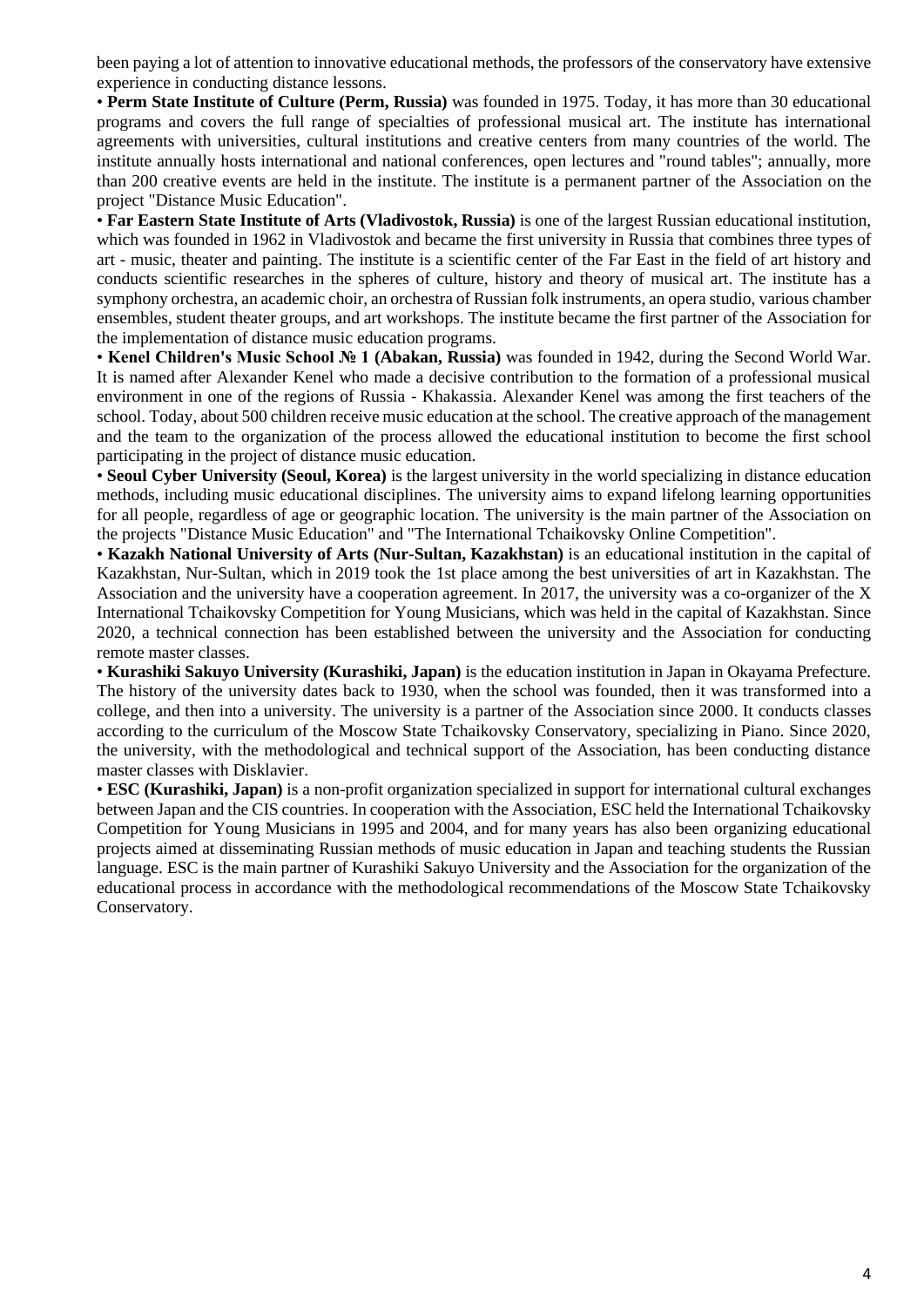been paying a lot of attention to innovative educational methods, the professors of the conservatory have extensive experience in conducting distance lessons.

• **Perm State Institute of Culture (Perm, Russia)** was founded in 1975. Today, it has more than 30 educational programs and covers the full range of specialties of professional musical art. The institute has international agreements with universities, cultural institutions and creative centers from many countries of the world. The institute annually hosts international and national conferences, open lectures and "round tables"; annually, more than 200 creative events are held in the institute. The institute is a permanent partner of the Association on the project "Distance Music Education".

• **Far Eastern State Institute of Arts (Vladivostok, Russia)** is one of the largest Russian educational institution, which was founded in 1962 in Vladivostok and became the first university in Russia that combines three types of art - music, theater and painting. The institute is a scientific center of the Far East in the field of art history and conducts scientific researches in the spheres of culture, history and theory of musical art. The institute has a symphony orchestra, an academic choir, an orchestra of Russian folk instruments, an opera studio, various chamber ensembles, student theater groups, and art workshops. The institute became the first partner of the Association for the implementation of distance music education programs.

• **Kenel Children's Music School № 1 (Abakan, Russia)** was founded in 1942, during the Second World War. It is named after Alexander Kenel who made a decisive contribution to the formation of a professional musical environment in one of the regions of Russia - Khakassia. Alexander Kenel was among the first teachers of the school. Today, about 500 children receive music education at the school. The creative approach of the management and the team to the organization of the process allowed the educational institution to become the first school participating in the project of distance music education.

• **Seoul Cyber University (Seoul, Korea)** is the largest university in the world specializing in distance education methods, including music educational disciplines. The university aims to expand lifelong learning opportunities for all people, regardless of age or geographic location. The university is the main partner of the Association on the projects "Distance Music Education" and "The International Tchaikovsky Online Competition".

• **Kazakh National University of Arts (Nur-Sultan, Kazakhstan)** is an educational institution in the capital of Kazakhstan, Nur-Sultan, which in 2019 took the 1st place among the best universities of art in Kazakhstan. The Association and the university have a cooperation agreement. In 2017, the university was a co-organizer of the X International Tchaikovsky Competition for Young Musicians, which was held in the capital of Kazakhstan. Since 2020, a technical connection has been established between the university and the Association for conducting remote master classes.

• **Kurashiki Sakuyo University (Kurashiki, Japan)** is the education institution in Japan in Okayama Prefecture. The history of the university dates back to 1930, when the school was founded, then it was transformed into a college, and then into a university. The university is a partner of the Association since 2000. It conducts classes according to the curriculum of the Moscow State Tchaikovsky Conservatory, specializing in Piano. Since 2020, the university, with the methodological and technical support of the Association, has been conducting distance master classes with Disklavier.

• **ESC (Kurashiki, Japan)** is a non-profit organization specialized in support for international cultural exchanges between Japan and the CIS countries. In cooperation with the Association, ESC held the International Tchaikovsky Competition for Young Musicians in 1995 and 2004, and for many years has also been organizing educational projects aimed at disseminating Russian methods of music education in Japan and teaching students the Russian language. ESC is the main partner of Kurashiki Sakuyo University and the Association for the organization of the educational process in accordance with the methodological recommendations of the Moscow State Tchaikovsky Conservatory.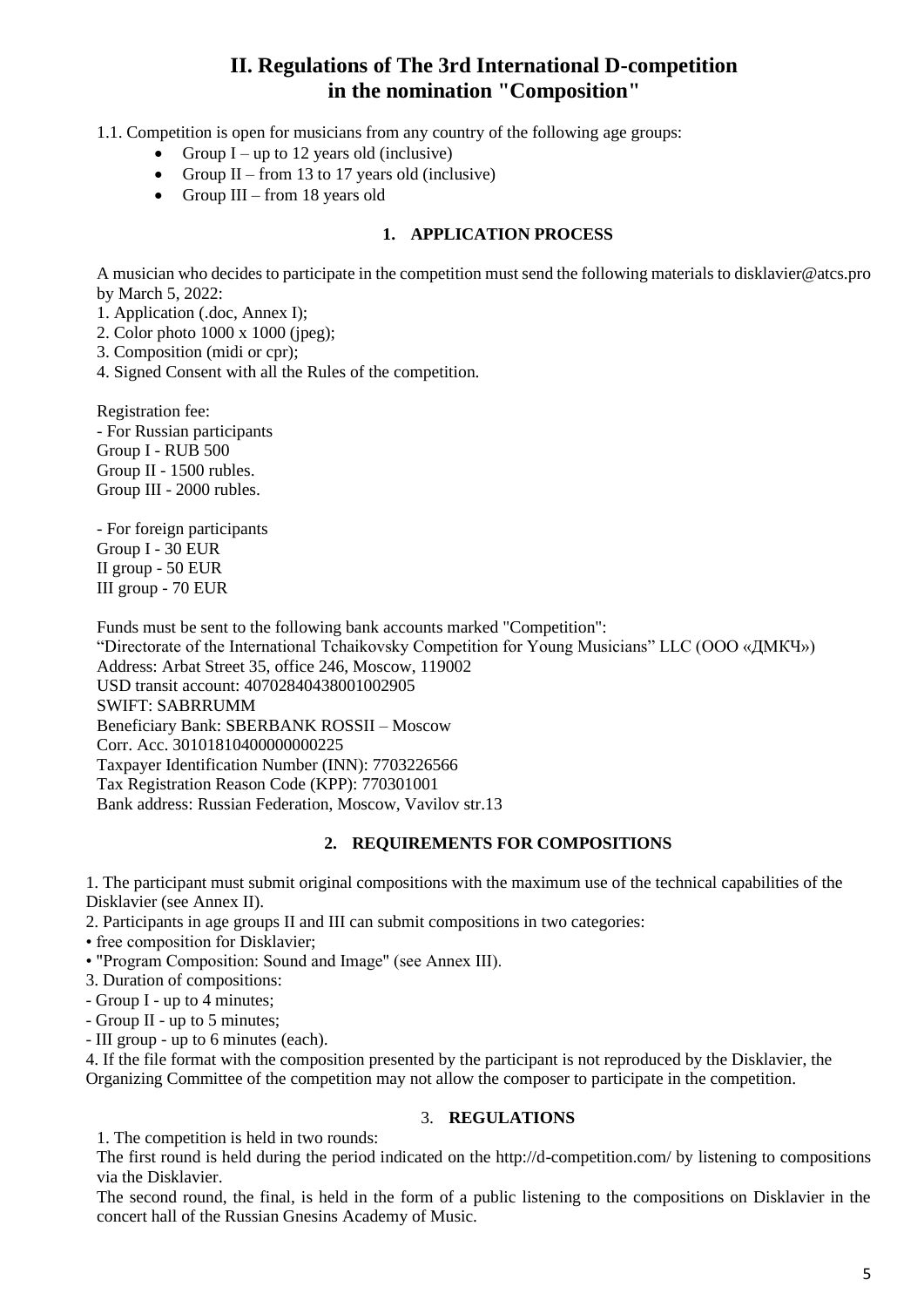# II. Regulations of The 3rd International D-competition in the nomination "Composition"

1.1. Competition is open for musicians from any country of the following age groups:

- Group I – up to 12 years old (inclusive)
- Group II – from 13 to 17 years old (inclusive)
- Group III – from 18 years old

## 1. APPLICATION PROCESS

A musician who decides to participate in the competition must send the following materials to disklavier@atcs.pro by March 5, 2022:

1. Application (.doc, Annex I);
2. Color photo 1000 x 1000 (jpeg);
3. Composition (midi or cpr);
4. Signed Consent with all the Rules of the competition.

Registration fee:
- For Russian participants
Group I - RUB 500
Group II - 1500 rubles.
Group III - 2000 rubles.

- For foreign participants
Group I - 30 EUR
II group - 50 EUR
III group - 70 EUR

Funds must be sent to the following bank accounts marked "Competition":
"Directorate of the International Tchaikovsky Competition for Young Musicians" LLC (ООО «ДМКЧ»)
Address: Arbat Street 35, office 246, Moscow, 119002
USD transit account: 40702840438001002905
SWIFT: SABRRUMM
Beneficiary Bank: SBERBANK ROSSII – Moscow
Corr. Acc. 30101810400000000225
Taxpayer Identification Number (INN): 7703226566
Tax Registration Reason Code (KPP): 770301001
Bank address: Russian Federation, Moscow, Vavilov str.13

## 2. REQUIREMENTS FOR COMPOSITIONS

1. The participant must submit original compositions with the maximum use of the technical capabilities of the Disklavier (see Annex II).
2. Participants in age groups II and III can submit compositions in two categories:
• free composition for Disklavier;
• "Program Composition: Sound and Image" (see Annex III).
3. Duration of compositions:
- Group I - up to 4 minutes;
- Group II - up to 5 minutes;
- III group - up to 6 minutes (each).
4. If the file format with the composition presented by the participant is not reproduced by the Disklavier, the Organizing Committee of the competition may not allow the composer to participate in the competition.

## 3. REGULATIONS

1. The competition is held in two rounds:
The first round is held during the period indicated on the http://d-competition.com/ by listening to compositions via the Disklavier.
The second round, the final, is held in the form of a public listening to the compositions on Disklavier in the concert hall of the Russian Gnesins Academy of Music.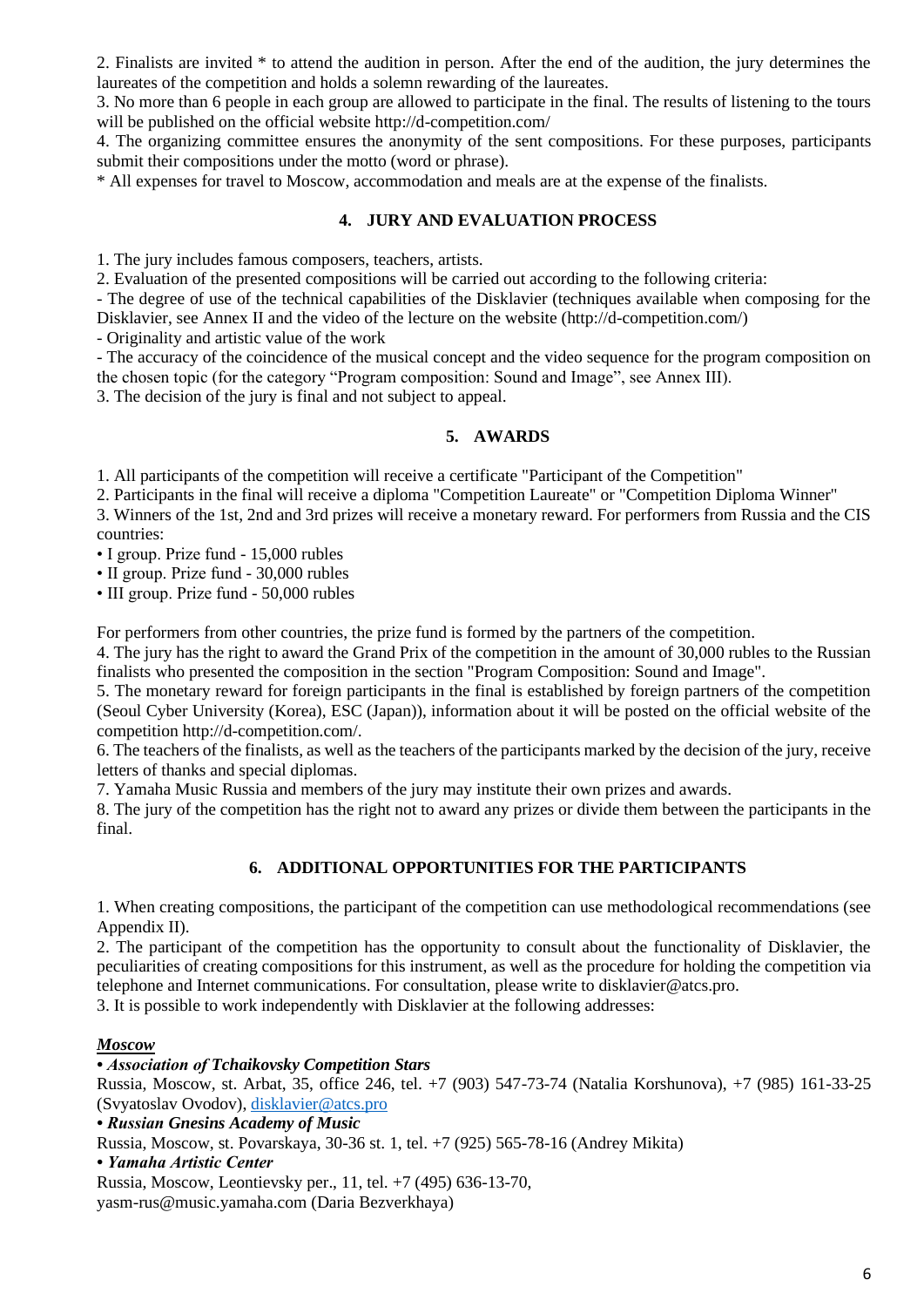2. Finalists are invited * to attend the audition in person. After the end of the audition, the jury determines the laureates of the competition and holds a solemn rewarding of the laureates.

3. No more than 6 people in each group are allowed to participate in the final. The results of listening to the tours will be published on the official website http://d-competition.com/

4. The organizing committee ensures the anonymity of the sent compositions. For these purposes, participants submit their compositions under the motto (word or phrase).

* All expenses for travel to Moscow, accommodation and meals are at the expense of the finalists.

## 4. JURY AND EVALUATION PROCESS

1. The jury includes famous composers, teachers, artists.

2. Evaluation of the presented compositions will be carried out according to the following criteria:

- The degree of use of the technical capabilities of the Disklavier (techniques available when composing for the Disklavier, see Annex II and the video of the lecture on the website (http://d-competition.com/)
- Originality and artistic value of the work
- The accuracy of the coincidence of the musical concept and the video sequence for the program composition on the chosen topic (for the category "Program composition: Sound and Image", see Annex III).

3. The decision of the jury is final and not subject to appeal.

## 5. AWARDS

1. All participants of the competition will receive a certificate "Participant of the Competition"

2. Participants in the final will receive a diploma "Competition Laureate" or "Competition Diploma Winner"

3. Winners of the 1st, 2nd and 3rd prizes will receive a monetary reward. For performers from Russia and the CIS countries:

- I group. Prize fund - 15,000 rubles
- II group. Prize fund - 30,000 rubles
- III group. Prize fund - 50,000 rubles

For performers from other countries, the prize fund is formed by the partners of the competition.

4. The jury has the right to award the Grand Prix of the competition in the amount of 30,000 rubles to the Russian finalists who presented the composition in the section "Program Composition: Sound and Image".

5. The monetary reward for foreign participants in the final is established by foreign partners of the competition (Seoul Cyber University (Korea), ESC (Japan)), information about it will be posted on the official website of the competition http://d-competition.com/.

6. The teachers of the finalists, as well as the teachers of the participants marked by the decision of the jury, receive letters of thanks and special diplomas.

7. Yamaha Music Russia and members of the jury may institute their own prizes and awards.

8. The jury of the competition has the right not to award any prizes or divide them between the participants in the final.

## 6. ADDITIONAL OPPORTUNITIES FOR THE PARTICIPANTS

1. When creating compositions, the participant of the competition can use methodological recommendations (see Appendix II).

2. The participant of the competition has the opportunity to consult about the functionality of Disklavier, the peculiarities of creating compositions for this instrument, as well as the procedure for holding the competition via telephone and Internet communications. For consultation, please write to disklavier@atcs.pro.

3. It is possible to work independently with Disklavier at the following addresses:

***Moscow***

• ***Association of Tchaikovsky Competition Stars***

Russia, Moscow, st. Arbat, 35, office 246, tel. +7 (903) 547-73-74 (Natalia Korshunova), +7 (985) 161-33-25 (Svyatoslav Ovodov), disklavier@atcs.pro

• ***Russian Gnesins Academy of Music***

Russia, Moscow, st. Povarskaya, 30-36 st. 1, tel. +7 (925) 565-78-16 (Andrey Mikita)

• ***Yamaha Artistic Center***

Russia, Moscow, Leontievsky per., 11, tel. +7 (495) 636-13-70, yasm-rus@music.yamaha.com (Daria Bezverkhaya)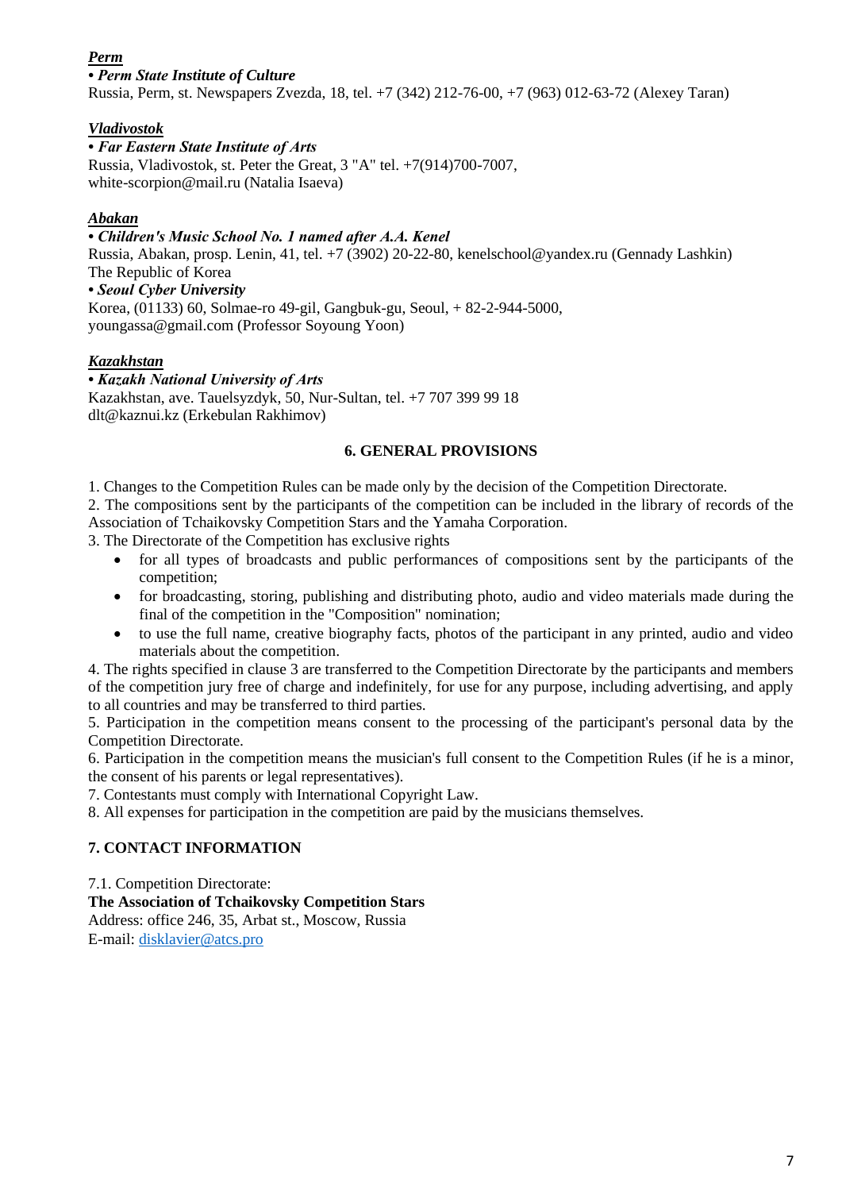***Perm***

***• Perm State Institute of Culture***

Russia, Perm, st. Newspapers Zvezda, 18, tel. +7 (342) 212-76-00, +7 (963) 012-63-72 (Alexey Taran)

***Vladivostok***

***• Far Eastern State Institute of Arts***

Russia, Vladivostok, st. Peter the Great, 3 "A" tel. +7(914)700-7007,
white-scorpion@mail.ru (Natalia Isaeva)

***Abakan***

***• Children's Music School No. 1 named after A.A. Kenel***

Russia, Abakan, prosp. Lenin, 41, tel. +7 (3902) 20-22-80, kenelschool@yandex.ru (Gennady Lashkin)
The Republic of Korea

***• Seoul Cyber University***

Korea, (01133) 60, Solmae-ro 49-gil, Gangbuk-gu, Seoul, + 82-2-944-5000,
youngassa@gmail.com (Professor Soyoung Yoon)

***Kazakhstan***

***• Kazakh National University of Arts***

Kazakhstan, ave. Tauelsyzdyk, 50, Nur-Sultan, tel. +7 707 399 99 18
dlt@kaznui.kz (Erkebulan Rakhimov)

## 6. GENERAL PROVISIONS

1. Changes to the Competition Rules can be made only by the decision of the Competition Directorate.
2. The compositions sent by the participants of the competition can be included in the library of records of the Association of Tchaikovsky Competition Stars and the Yamaha Corporation.
3. The Directorate of the Competition has exclusive rights
   - for all types of broadcasts and public performances of compositions sent by the participants of the competition;
   - for broadcasting, storing, publishing and distributing photo, audio and video materials made during the final of the competition in the "Composition" nomination;
   - to use the full name, creative biography facts, photos of the participant in any printed, audio and video materials about the competition.
4. The rights specified in clause 3 are transferred to the Competition Directorate by the participants and members of the competition jury free of charge and indefinitely, for use for any purpose, including advertising, and apply to all countries and may be transferred to third parties.
5. Participation in the competition means consent to the processing of the participant's personal data by the Competition Directorate.
6. Participation in the competition means the musician's full consent to the Competition Rules (if he is a minor, the consent of his parents or legal representatives).
7. Contestants must comply with International Copyright Law.
8. All expenses for participation in the competition are paid by the musicians themselves.

## 7. CONTACT INFORMATION

7.1. Competition Directorate:

**The Association of Tchaikovsky Competition Stars**

Address: office 246, 35, Arbat st., Moscow, Russia

E-mail: disklavier@atcs.pro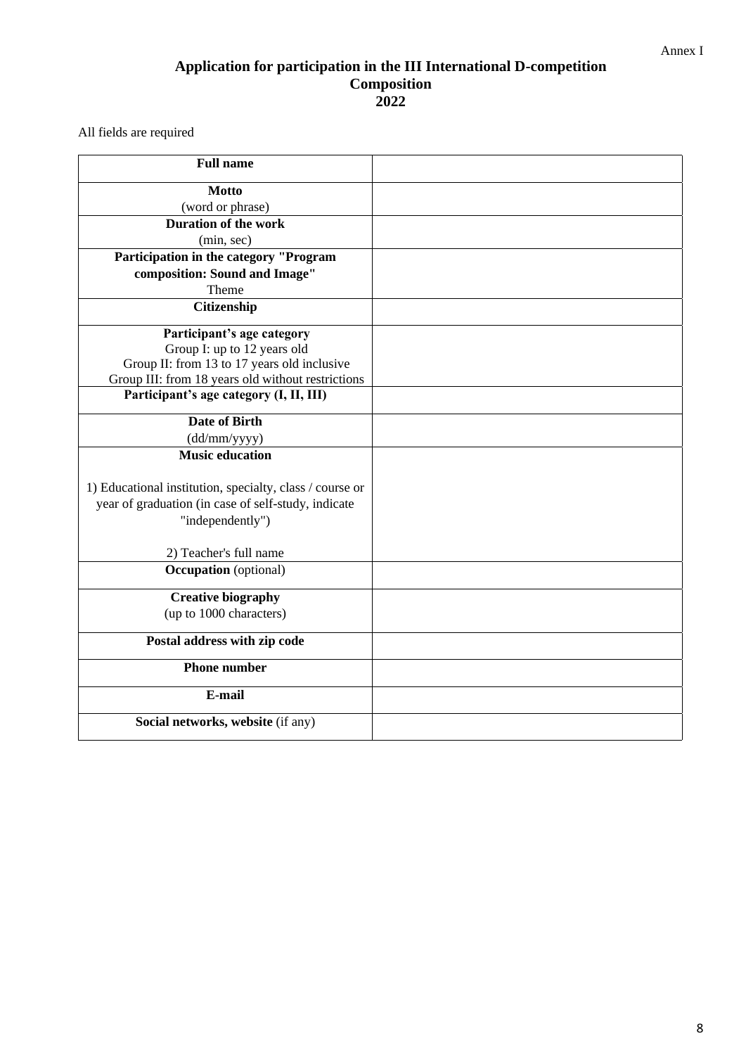Annex I

**Application for participation in the III International D-competition Composition 2022**

All fields are required

| **Full name** | |
|---|---|
| **Motto** (word or phrase) | |
| **Duration of the work** (min, sec) | |
| **Participation in the category "Program composition: Sound and Image"** Theme | |
| **Citizenship** | |
| **Participant's age category** Group I: up to 12 years old Group II: from 13 to 17 years old inclusive Group III: from 18 years old without restrictions | |
| **Participant's age category (I, II, III)** | |
| **Date of Birth** (dd/mm/yyyy) | |
| **Music education** 1) Educational institution, specialty, class / course or year of graduation (in case of self-study, indicate "independently") 2) Teacher's full name | |
| **Occupation** (optional) | |
| **Creative biography** (up to 1000 characters) | |
| **Postal address with zip code** | |
| **Phone number** | |
| **E-mail** | |
| **Social networks, website** (if any) | |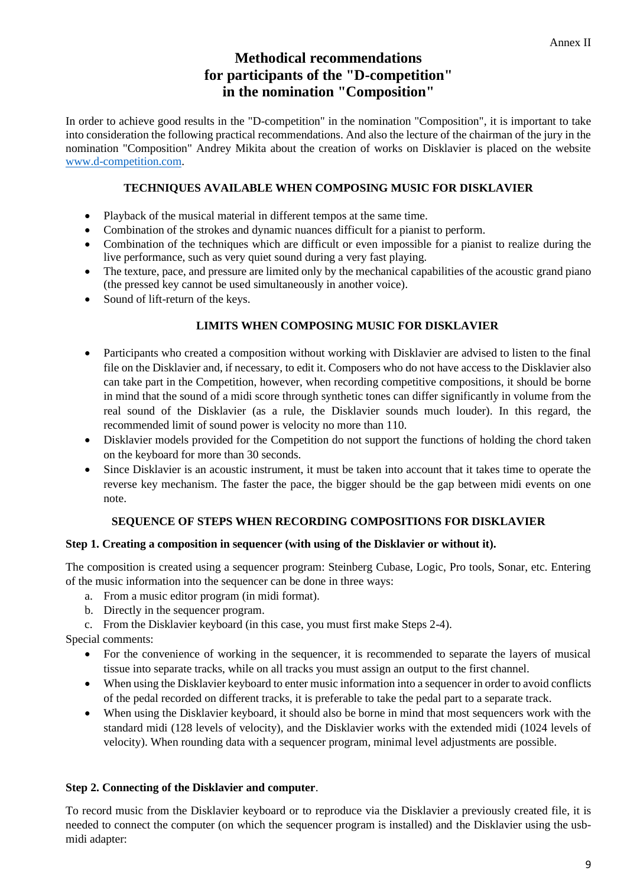Annex II

# Methodical recommendations for participants of the "D-competition" in the nomination "Composition"

In order to achieve good results in the "D-competition" in the nomination "Composition", it is important to take into consideration the following practical recommendations. And also the lecture of the chairman of the jury in the nomination "Composition" Andrey Mikita about the creation of works on Disklavier is placed on the website www.d-competition.com.

## TECHNIQUES AVAILABLE WHEN COMPOSING MUSIC FOR DISKLAVIER

- Playback of the musical material in different tempos at the same time.
- Combination of the strokes and dynamic nuances difficult for a pianist to perform.
- Combination of the techniques which are difficult or even impossible for a pianist to realize during the live performance, such as very quiet sound during a very fast playing.
- The texture, pace, and pressure are limited only by the mechanical capabilities of the acoustic grand piano (the pressed key cannot be used simultaneously in another voice).
- Sound of lift-return of the keys.

## LIMITS WHEN COMPOSING MUSIC FOR DISKLAVIER

- Participants who created a composition without working with Disklavier are advised to listen to the final file on the Disklavier and, if necessary, to edit it. Composers who do not have access to the Disklavier also can take part in the Competition, however, when recording competitive compositions, it should be borne in mind that the sound of a midi score through synthetic tones can differ significantly in volume from the real sound of the Disklavier (as a rule, the Disklavier sounds much louder). In this regard, the recommended limit of sound power is velocity no more than 110.
- Disklavier models provided for the Competition do not support the functions of holding the chord taken on the keyboard for more than 30 seconds.
- Since Disklavier is an acoustic instrument, it must be taken into account that it takes time to operate the reverse key mechanism. The faster the pace, the bigger should be the gap between midi events on one note.

## SEQUENCE OF STEPS WHEN RECORDING COMPOSITIONS FOR DISKLAVIER

**Step 1. Creating a composition in sequencer (with using of the Disklavier or without it).**

The composition is created using a sequencer program: Steinberg Cubase, Logic, Pro tools, Sonar, etc. Entering of the music information into the sequencer can be done in three ways:

a. From a music editor program (in midi format).
b. Directly in the sequencer program.
c. From the Disklavier keyboard (in this case, you must first make Steps 2-4).

Special comments:

- For the convenience of working in the sequencer, it is recommended to separate the layers of musical tissue into separate tracks, while on all tracks you must assign an output to the first channel.
- When using the Disklavier keyboard to enter music information into a sequencer in order to avoid conflicts of the pedal recorded on different tracks, it is preferable to take the pedal part to a separate track.
- When using the Disklavier keyboard, it should also be borne in mind that most sequencers work with the standard midi (128 levels of velocity), and the Disklavier works with the extended midi (1024 levels of velocity). When rounding data with a sequencer program, minimal level adjustments are possible.

**Step 2. Connecting of the Disklavier and computer**.

To record music from the Disklavier keyboard or to reproduce via the Disklavier a previously created file, it is needed to connect the computer (on which the sequencer program is installed) and the Disklavier using the usb-midi adapter: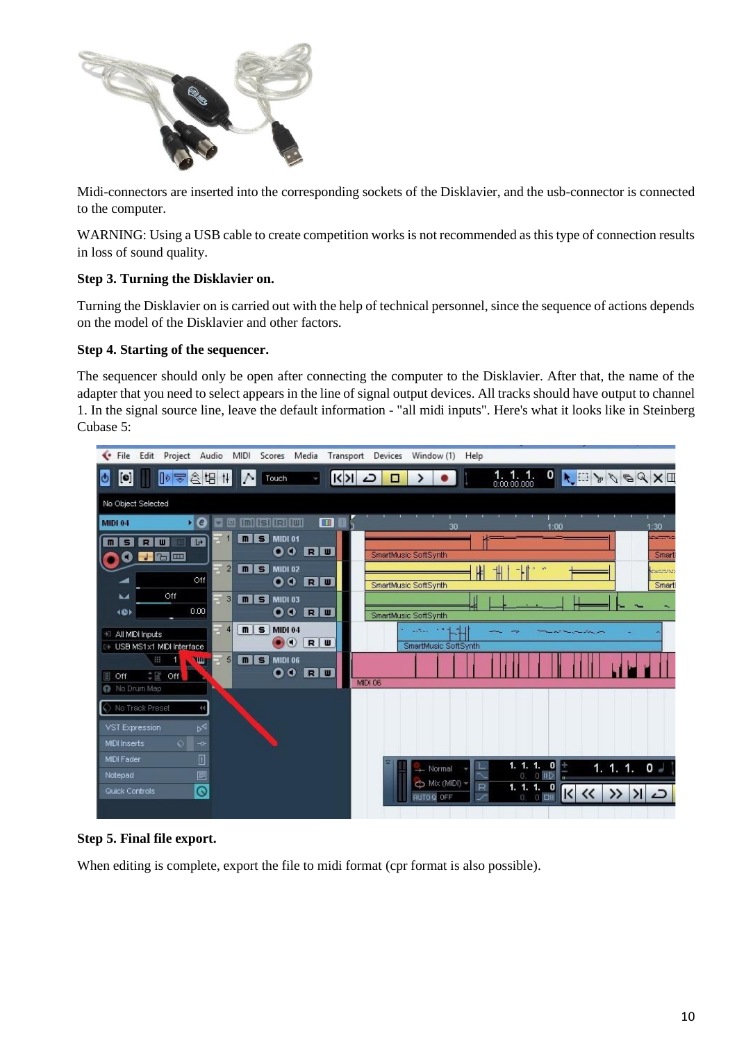Midi-connectors are inserted into the corresponding sockets of the Disklavier, and the usb-connector is connected to the computer.

WARNING: Using a USB cable to create competition works is not recommended as this type of connection results in loss of sound quality.

**Step 3. Turning the Disklavier on.**

Turning the Disklavier on is carried out with the help of technical personnel, since the sequence of actions depends on the model of the Disklavier and other factors.

**Step 4. Starting of the sequencer.**

The sequencer should only be open after connecting the computer to the Disklavier. After that, the name of the adapter that you need to select appears in the line of signal output devices. All tracks should have output to channel 1. In the signal source line, leave the default information - "all midi inputs". Here's what it looks like in Steinberg Cubase 5:

**Step 5. Final file export.**

When editing is complete, export the file to midi format (cpr format is also possible).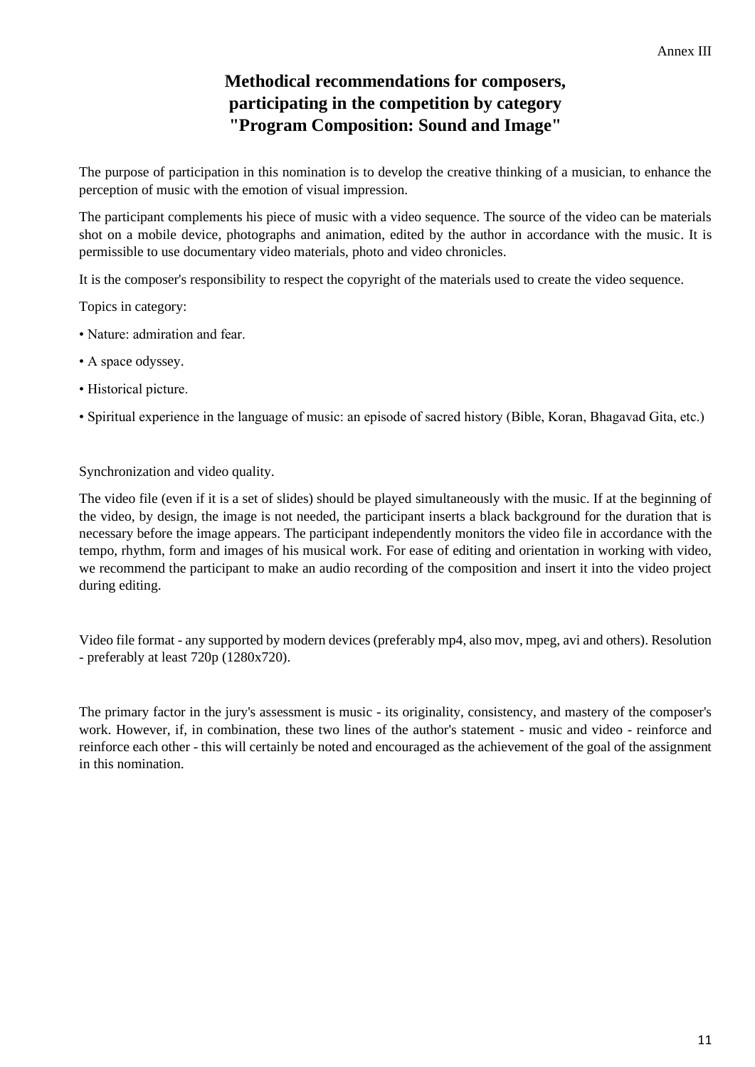Annex III

# Methodical recommendations for composers, participating in the competition by category "Program Composition: Sound and Image"

The purpose of participation in this nomination is to develop the creative thinking of a musician, to enhance the perception of music with the emotion of visual impression.

The participant complements his piece of music with a video sequence. The source of the video can be materials shot on a mobile device, photographs and animation, edited by the author in accordance with the music. It is permissible to use documentary video materials, photo and video chronicles.

It is the composer's responsibility to respect the copyright of the materials used to create the video sequence.

Topics in category:

- Nature: admiration and fear.
- A space odyssey.
- Historical picture.
- Spiritual experience in the language of music: an episode of sacred history (Bible, Koran, Bhagavad Gita, etc.)

Synchronization and video quality.

The video file (even if it is a set of slides) should be played simultaneously with the music. If at the beginning of the video, by design, the image is not needed, the participant inserts a black background for the duration that is necessary before the image appears. The participant independently monitors the video file in accordance with the tempo, rhythm, form and images of his musical work. For ease of editing and orientation in working with video, we recommend the participant to make an audio recording of the composition and insert it into the video project during editing.

Video file format - any supported by modern devices (preferably mp4, also mov, mpeg, avi and others). Resolution - preferably at least 720p (1280x720).

The primary factor in the jury's assessment is music - its originality, consistency, and mastery of the composer's work. However, if, in combination, these two lines of the author's statement - music and video - reinforce and reinforce each other - this will certainly be noted and encouraged as the achievement of the goal of the assignment in this nomination.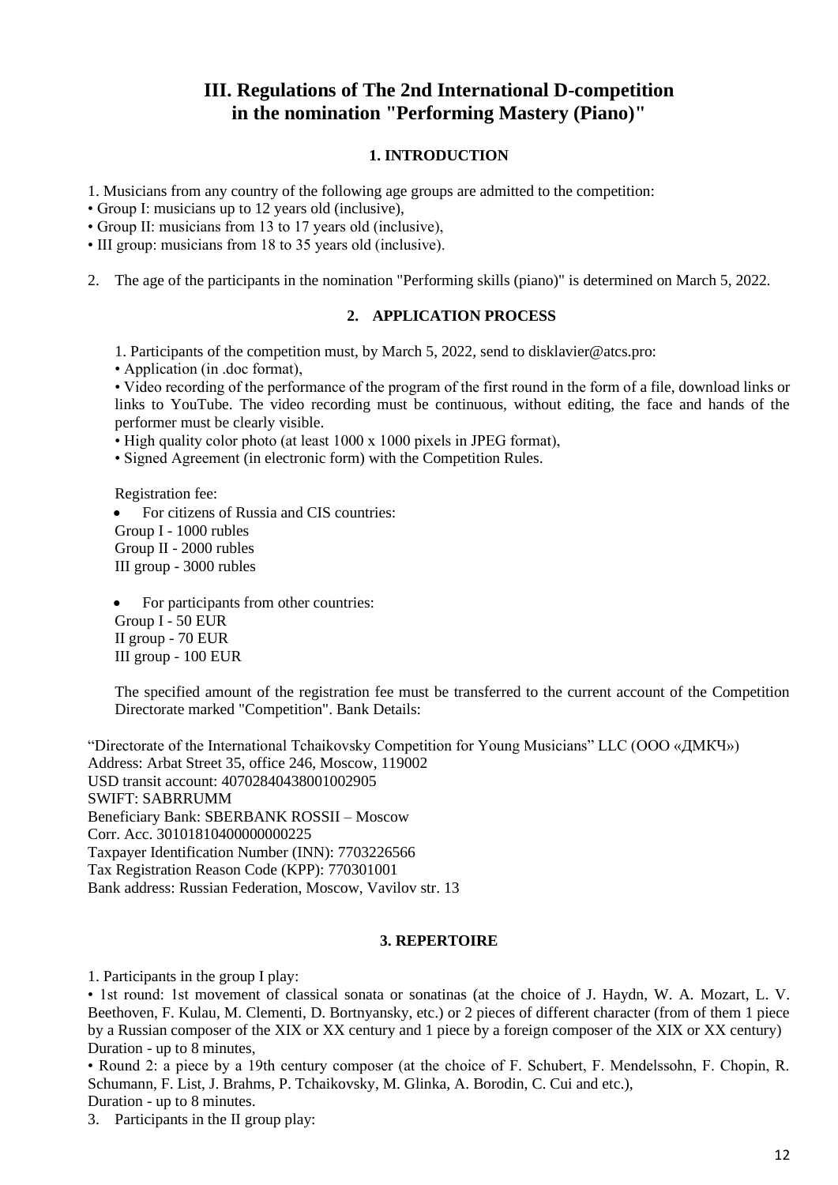# III. Regulations of The 2nd International D-competition in the nomination "Performing Mastery (Piano)"

### 1. INTRODUCTION

1. Musicians from any country of the following age groups are admitted to the competition:
• Group I: musicians up to 12 years old (inclusive),
• Group II: musicians from 13 to 17 years old (inclusive),
• III group: musicians from 18 to 35 years old (inclusive).

2. The age of the participants in the nomination "Performing skills (piano)" is determined on March 5, 2022.

### 2. APPLICATION PROCESS

1. Participants of the competition must, by March 5, 2022, send to disklavier@atcs.pro:
• Application (in .doc format),
• Video recording of the performance of the program of the first round in the form of a file, download links or links to YouTube. The video recording must be continuous, without editing, the face and hands of the performer must be clearly visible.
• High quality color photo (at least 1000 x 1000 pixels in JPEG format),
• Signed Agreement (in electronic form) with the Competition Rules.

Registration fee:

- For citizens of Russia and CIS countries:

Group I - 1000 rubles
Group II - 2000 rubles
III group - 3000 rubles

- For participants from other countries:

Group I - 50 EUR
II group - 70 EUR
III group - 100 EUR

The specified amount of the registration fee must be transferred to the current account of the Competition Directorate marked "Competition". Bank Details:

"Directorate of the International Tchaikovsky Competition for Young Musicians" LLC (ООО «ДМКЧ»)
Address: Arbat Street 35, office 246, Moscow, 119002
USD transit account: 40702840438001002905
SWIFT: SABRRUMM
Beneficiary Bank: SBERBANK ROSSII – Moscow
Corr. Acc. 30101810400000000225
Taxpayer Identification Number (INN): 7703226566
Tax Registration Reason Code (KPP): 770301001
Bank address: Russian Federation, Moscow, Vavilov str. 13

### 3. REPERTOIRE

1. Participants in the group I play:
• 1st round: 1st movement of classical sonata or sonatinas (at the choice of J. Haydn, W. A. Mozart, L. V. Beethoven, F. Kulau, M. Clementi, D. Bortnyansky, etc.) or 2 pieces of different character (from of them 1 piece by a Russian composer of the XIX or XX century and 1 piece by a foreign composer of the XIX or XX century)
Duration - up to 8 minutes,
• Round 2: a piece by a 19th century composer (at the choice of F. Schubert, F. Mendelssohn, F. Chopin, R. Schumann, F. List, J. Brahms, P. Tchaikovsky, M. Glinka, A. Borodin, C. Cui and etc.),
Duration - up to 8 minutes.
3. Participants in the II group play: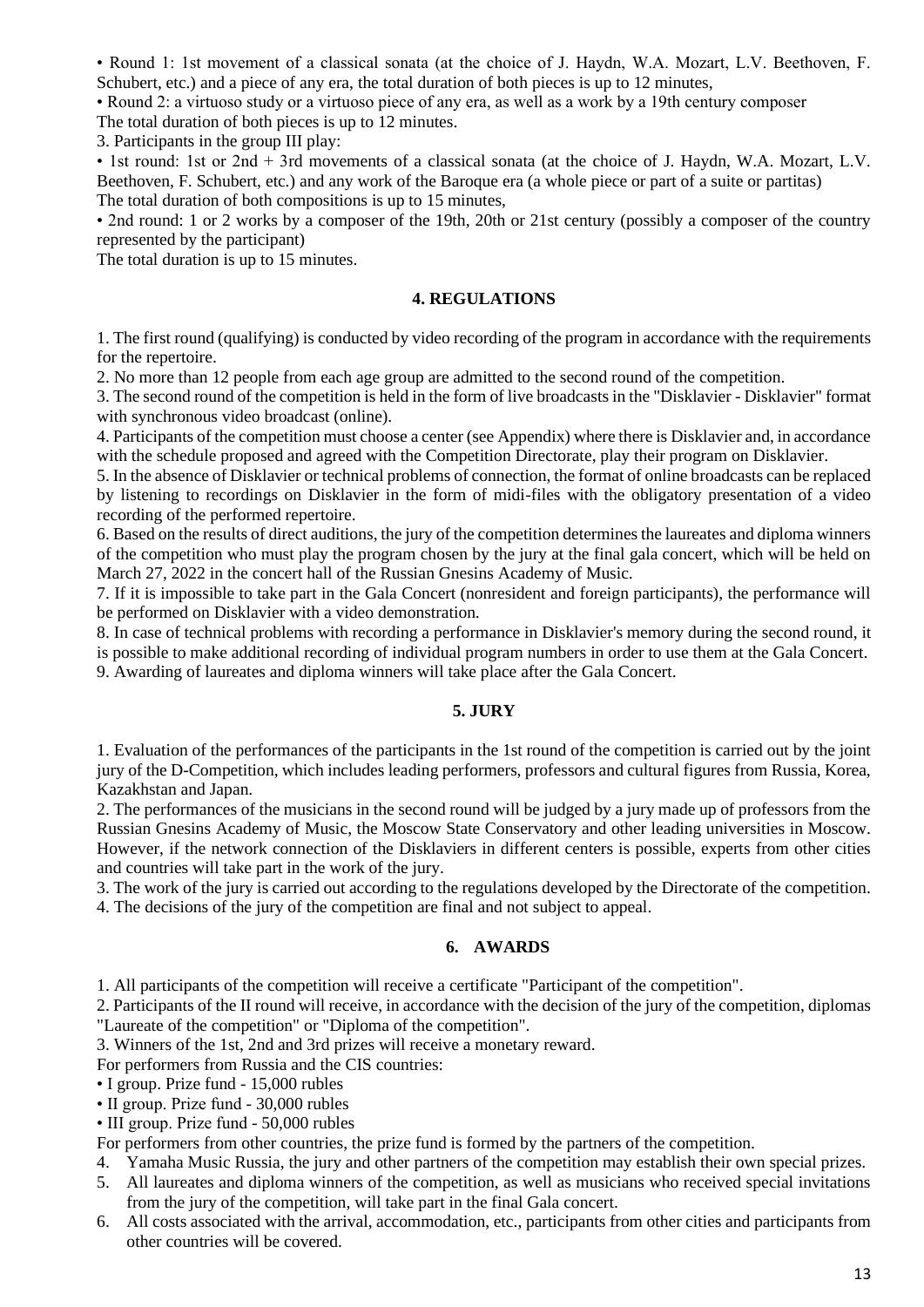• Round 1: 1st movement of a classical sonata (at the choice of J. Haydn, W.A. Mozart, L.V. Beethoven, F. Schubert, etc.) and a piece of any era, the total duration of both pieces is up to 12 minutes,

• Round 2: a virtuoso study or a virtuoso piece of any era, as well as a work by a 19th century composer
The total duration of both pieces is up to 12 minutes.

3. Participants in the group III play:

• 1st round: 1st or 2nd + 3rd movements of a classical sonata (at the choice of J. Haydn, W.A. Mozart, L.V. Beethoven, F. Schubert, etc.) and any work of the Baroque era (a whole piece or part of a suite or partitas)
The total duration of both compositions is up to 15 minutes,

• 2nd round: 1 or 2 works by a composer of the 19th, 20th or 21st century (possibly a composer of the country represented by the participant)
The total duration is up to 15 minutes.

## 4. REGULATIONS

1. The first round (qualifying) is conducted by video recording of the program in accordance with the requirements for the repertoire.
2. No more than 12 people from each age group are admitted to the second round of the competition.
3. The second round of the competition is held in the form of live broadcasts in the "Disklavier - Disklavier" format with synchronous video broadcast (online).
4. Participants of the competition must choose a center (see Appendix) where there is Disklavier and, in accordance with the schedule proposed and agreed with the Competition Directorate, play their program on Disklavier.
5. In the absence of Disklavier or technical problems of connection, the format of online broadcasts can be replaced by listening to recordings on Disklavier in the form of midi-files with the obligatory presentation of a video recording of the performed repertoire.
6. Based on the results of direct auditions, the jury of the competition determines the laureates and diploma winners of the competition who must play the program chosen by the jury at the final gala concert, which will be held on March 27, 2022 in the concert hall of the Russian Gnesins Academy of Music.
7. If it is impossible to take part in the Gala Concert (nonresident and foreign participants), the performance will be performed on Disklavier with a video demonstration.
8. In case of technical problems with recording a performance in Disklavier's memory during the second round, it is possible to make additional recording of individual program numbers in order to use them at the Gala Concert.
9. Awarding of laureates and diploma winners will take place after the Gala Concert.

## 5. JURY

1. Evaluation of the performances of the participants in the 1st round of the competition is carried out by the joint jury of the D-Competition, which includes leading performers, professors and cultural figures from Russia, Korea, Kazakhstan and Japan.
2. The performances of the musicians in the second round will be judged by a jury made up of professors from the Russian Gnesins Academy of Music, the Moscow State Conservatory and other leading universities in Moscow. However, if the network connection of the Disklaviers in different centers is possible, experts from other cities and countries will take part in the work of the jury.
3. The work of the jury is carried out according to the regulations developed by the Directorate of the competition.
4. The decisions of the jury of the competition are final and not subject to appeal.

## 6. AWARDS

1. All participants of the competition will receive a certificate "Participant of the competition".
2. Participants of the II round will receive, in accordance with the decision of the jury of the competition, diplomas "Laureate of the competition" or "Diploma of the competition".
3. Winners of the 1st, 2nd and 3rd prizes will receive a monetary reward.

For performers from Russia and the CIS countries:

• I group. Prize fund - 15,000 rubles
• II group. Prize fund - 30,000 rubles
• III group. Prize fund - 50,000 rubles

For performers from other countries, the prize fund is formed by the partners of the competition.

4. Yamaha Music Russia, the jury and other partners of the competition may establish their own special prizes.
5. All laureates and diploma winners of the competition, as well as musicians who received special invitations from the jury of the competition, will take part in the final Gala concert.
6. All costs associated with the arrival, accommodation, etc., participants from other cities and participants from other countries will be covered.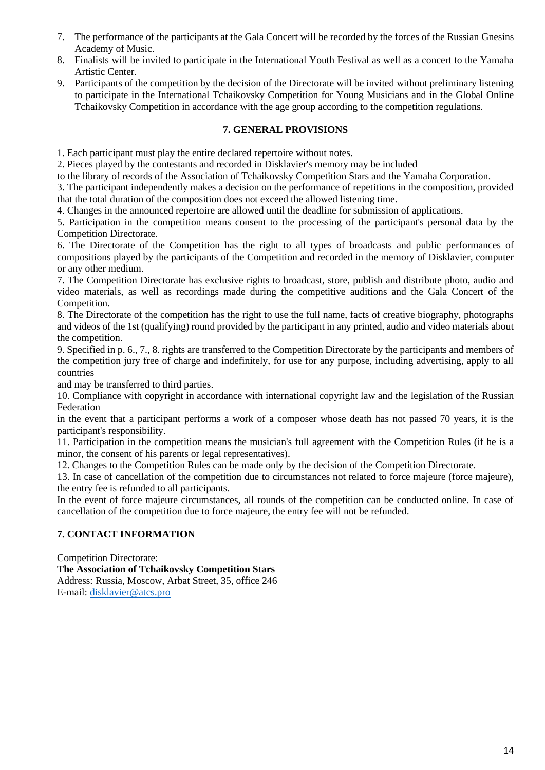7. The performance of the participants at the Gala Concert will be recorded by the forces of the Russian Gnesins Academy of Music.
8. Finalists will be invited to participate in the International Youth Festival as well as a concert to the Yamaha Artistic Center.
9. Participants of the competition by the decision of the Directorate will be invited without preliminary listening to participate in the International Tchaikovsky Competition for Young Musicians and in the Global Online Tchaikovsky Competition in accordance with the age group according to the competition regulations.

## 7. GENERAL PROVISIONS

1. Each participant must play the entire declared repertoire without notes.

2. Pieces played by the contestants and recorded in Disklavier's memory may be included to the library of records of the Association of Tchaikovsky Competition Stars and the Yamaha Corporation.

3. The participant independently makes a decision on the performance of repetitions in the composition, provided that the total duration of the composition does not exceed the allowed listening time.

4. Changes in the announced repertoire are allowed until the deadline for submission of applications.

5. Participation in the competition means consent to the processing of the participant's personal data by the Competition Directorate.

6. The Directorate of the Competition has the right to all types of broadcasts and public performances of compositions played by the participants of the Competition and recorded in the memory of Disklavier, computer or any other medium.

7. The Competition Directorate has exclusive rights to broadcast, store, publish and distribute photo, audio and video materials, as well as recordings made during the competitive auditions and the Gala Concert of the Competition.

8. The Directorate of the competition has the right to use the full name, facts of creative biography, photographs and videos of the 1st (qualifying) round provided by the participant in any printed, audio and video materials about the competition.

9. Specified in p. 6., 7., 8. rights are transferred to the Competition Directorate by the participants and members of the competition jury free of charge and indefinitely, for use for any purpose, including advertising, apply to all countries and may be transferred to third parties.

10. Compliance with copyright in accordance with international copyright law and the legislation of the Russian Federation in the event that a participant performs a work of a composer whose death has not passed 70 years, it is the participant's responsibility.

11. Participation in the competition means the musician's full agreement with the Competition Rules (if he is a minor, the consent of his parents or legal representatives).

12. Changes to the Competition Rules can be made only by the decision of the Competition Directorate.

13. In case of cancellation of the competition due to circumstances not related to force majeure (force majeure), the entry fee is refunded to all participants.

In the event of force majeure circumstances, all rounds of the competition can be conducted online. In case of cancellation of the competition due to force majeure, the entry fee will not be refunded.

## 7. CONTACT INFORMATION

Competition Directorate:

**The Association of Tchaikovsky Competition Stars**
Address: Russia, Moscow, Arbat Street, 35, office 246
E-mail: disklavier@atcs.pro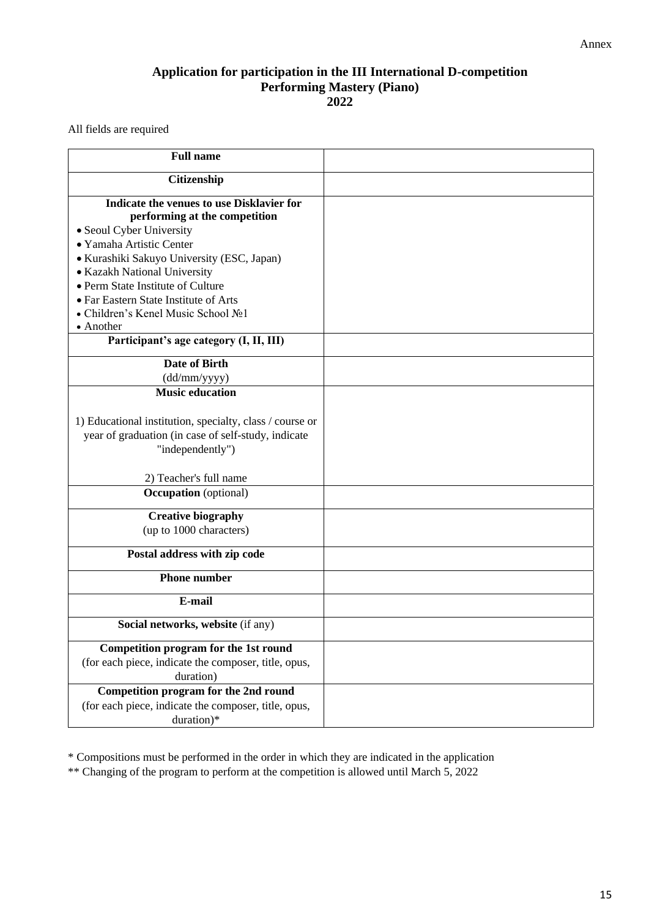Annex

## Application for participation in the III International D-competition Performing Mastery (Piano) 2022

All fields are required

| | |
|---|---|
| **Full name** | |
| **Citizenship** | |
| **Indicate the venues to use Disklavier for performing at the competition**<br>• Seoul Cyber University<br>• Yamaha Artistic Center<br>• Kurashiki Sakuyo University (ESC, Japan)<br>• Kazakh National University<br>• Perm State Institute of Culture<br>• Far Eastern State Institute of Arts<br>• Children's Kenel Music School №1<br>• Another | |
| **Participant's age category (I, II, III)** | |
| **Date of Birth**<br>(dd/mm/yyyy) | |
| **Music education**<br><br>1) Educational institution, specialty, class / course or year of graduation (in case of self-study, indicate "independently")<br><br>2) Teacher's full name | |
| **Occupation** (optional) | |
| **Creative biography**<br>(up to 1000 characters) | |
| **Postal address with zip code** | |
| **Phone number** | |
| **E-mail** | |
| **Social networks, website** (if any) | |
| **Competition program for the 1st round**<br>(for each piece, indicate the composer, title, opus, duration) | |
| **Competition program for the 2nd round**<br>(for each piece, indicate the composer, title, opus, duration)* | |

\* Compositions must be performed in the order in which they are indicated in the application

\*\* Changing of the program to perform at the competition is allowed until March 5, 2022